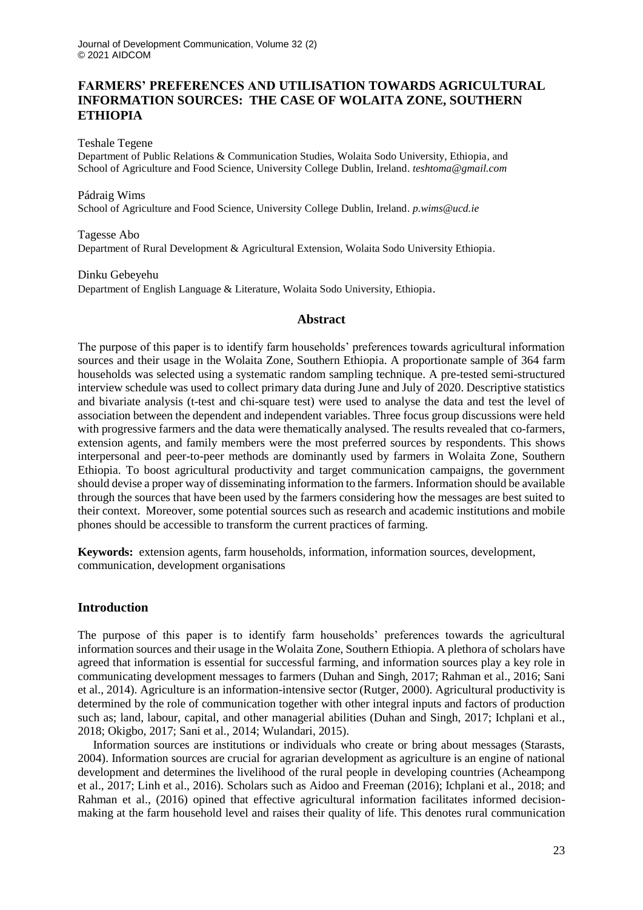# FARMERS' PREFERENCES AND UTILISATION TOWARDS AGRICULTURAL INFORMATION SOURCES: THE CASE OF WOLAITA ZONE, SOUTHERN ETHIOPIA

Teshale Tegene
Department of Public Relations & Communication Studies, Wolaita Sodo University, Ethiopia, and School of Agriculture and Food Science, University College Dublin, Ireland. *teshtoma@gmail.com*

Pádraig Wims
School of Agriculture and Food Science, University College Dublin, Ireland. *p.wims@ucd.ie*

Tagesse Abo
Department of Rural Development & Agricultural Extension, Wolaita Sodo University Ethiopia.

Dinku Gebeyehu
Department of English Language & Literature, Wolaita Sodo University, Ethiopia.

## Abstract

The purpose of this paper is to identify farm households' preferences towards agricultural information sources and their usage in the Wolaita Zone, Southern Ethiopia. A proportionate sample of 364 farm households was selected using a systematic random sampling technique. A pre-tested semi-structured interview schedule was used to collect primary data during June and July of 2020. Descriptive statistics and bivariate analysis (t-test and chi-square test) were used to analyse the data and test the level of association between the dependent and independent variables. Three focus group discussions were held with progressive farmers and the data were thematically analysed. The results revealed that co-farmers, extension agents, and family members were the most preferred sources by respondents. This shows interpersonal and peer-to-peer methods are dominantly used by farmers in Wolaita Zone, Southern Ethiopia. To boost agricultural productivity and target communication campaigns, the government should devise a proper way of disseminating information to the farmers. Information should be available through the sources that have been used by the farmers considering how the messages are best suited to their context. Moreover, some potential sources such as research and academic institutions and mobile phones should be accessible to transform the current practices of farming.

**Keywords:** extension agents, farm households, information, information sources, development, communication, development organisations

## Introduction

The purpose of this paper is to identify farm households' preferences towards the agricultural information sources and their usage in the Wolaita Zone, Southern Ethiopia. A plethora of scholars have agreed that information is essential for successful farming, and information sources play a key role in communicating development messages to farmers (Duhan and Singh, 2017; Rahman et al., 2016; Sani et al., 2014). Agriculture is an information-intensive sector (Rutger, 2000). Agricultural productivity is determined by the role of communication together with other integral inputs and factors of production such as; land, labour, capital, and other managerial abilities (Duhan and Singh, 2017; Ichplani et al., 2018; Okigbo, 2017; Sani et al., 2014; Wulandari, 2015).

Information sources are institutions or individuals who create or bring about messages (Starasts, 2004). Information sources are crucial for agrarian development as agriculture is an engine of national development and determines the livelihood of the rural people in developing countries (Acheampong et al., 2017; Linh et al., 2016). Scholars such as Aidoo and Freeman (2016); Ichplani et al., 2018; and Rahman et al., (2016) opined that effective agricultural information facilitates informed decision-making at the farm household level and raises their quality of life. This denotes rural communication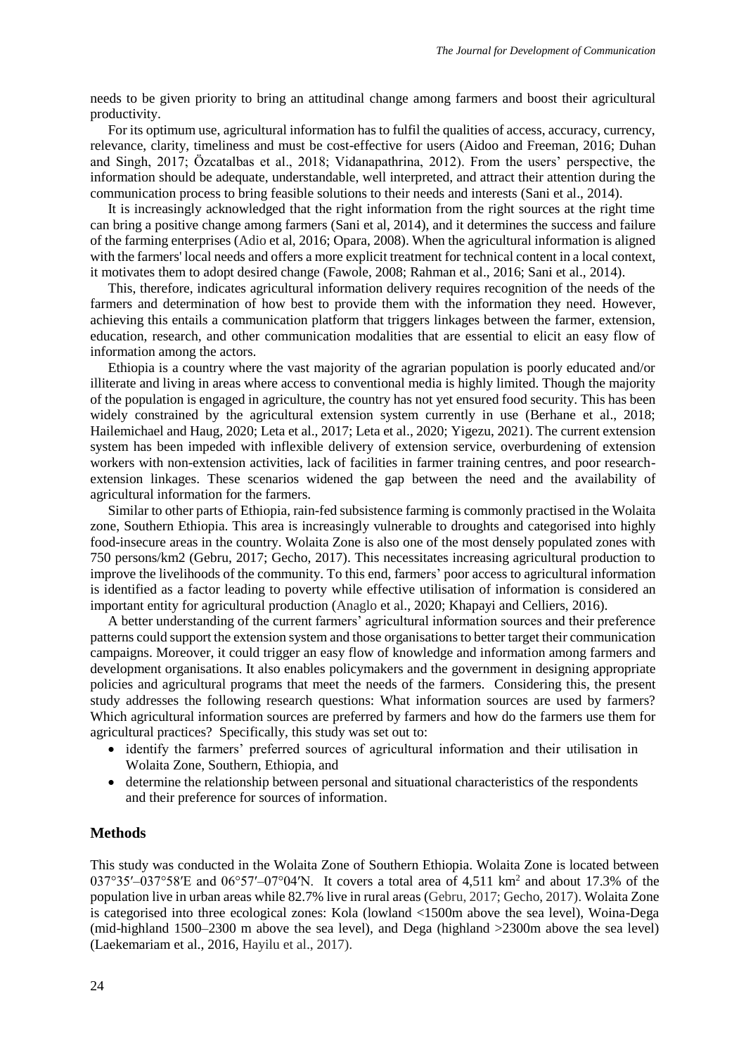needs to be given priority to bring an attitudinal change among farmers and boost their agricultural productivity.

For its optimum use, agricultural information has to fulfil the qualities of access, accuracy, currency, relevance, clarity, timeliness and must be cost-effective for users (Aidoo and Freeman, 2016; Duhan and Singh, 2017; Özcatalbas et al., 2018; Vidanapathrina, 2012). From the users' perspective, the information should be adequate, understandable, well interpreted, and attract their attention during the communication process to bring feasible solutions to their needs and interests (Sani et al., 2014).

It is increasingly acknowledged that the right information from the right sources at the right time can bring a positive change among farmers (Sani et al, 2014), and it determines the success and failure of the farming enterprises (Adio et al, 2016; Opara, 2008). When the agricultural information is aligned with the farmers' local needs and offers a more explicit treatment for technical content in a local context, it motivates them to adopt desired change (Fawole, 2008; Rahman et al., 2016; Sani et al., 2014).

This, therefore, indicates agricultural information delivery requires recognition of the needs of the farmers and determination of how best to provide them with the information they need. However, achieving this entails a communication platform that triggers linkages between the farmer, extension, education, research, and other communication modalities that are essential to elicit an easy flow of information among the actors.

Ethiopia is a country where the vast majority of the agrarian population is poorly educated and/or illiterate and living in areas where access to conventional media is highly limited. Though the majority of the population is engaged in agriculture, the country has not yet ensured food security. This has been widely constrained by the agricultural extension system currently in use (Berhane et al., 2018; Hailemichael and Haug, 2020; Leta et al., 2017; Leta et al., 2020; Yigezu, 2021). The current extension system has been impeded with inflexible delivery of extension service, overburdening of extension workers with non-extension activities, lack of facilities in farmer training centres, and poor research-extension linkages. These scenarios widened the gap between the need and the availability of agricultural information for the farmers.

Similar to other parts of Ethiopia, rain-fed subsistence farming is commonly practised in the Wolaita zone, Southern Ethiopia. This area is increasingly vulnerable to droughts and categorised into highly food-insecure areas in the country. Wolaita Zone is also one of the most densely populated zones with 750 persons/km2 (Gebru, 2017; Gecho, 2017). This necessitates increasing agricultural production to improve the livelihoods of the community. To this end, farmers' poor access to agricultural information is identified as a factor leading to poverty while effective utilisation of information is considered an important entity for agricultural production (Anaglo et al., 2020; Khapayi and Celliers, 2016).

A better understanding of the current farmers' agricultural information sources and their preference patterns could support the extension system and those organisations to better target their communication campaigns. Moreover, it could trigger an easy flow of knowledge and information among farmers and development organisations. It also enables policymakers and the government in designing appropriate policies and agricultural programs that meet the needs of the farmers. Considering this, the present study addresses the following research questions: What information sources are used by farmers? Which agricultural information sources are preferred by farmers and how do the farmers use them for agricultural practices? Specifically, this study was set out to:

- identify the farmers' preferred sources of agricultural information and their utilisation in Wolaita Zone, Southern, Ethiopia, and
- determine the relationship between personal and situational characteristics of the respondents and their preference for sources of information.

## Methods

This study was conducted in the Wolaita Zone of Southern Ethiopia. Wolaita Zone is located between 037°35′–037°58′E and 06°57′–07°04′N. It covers a total area of 4,511 km$^2$ and about 17.3% of the population live in urban areas while 82.7% live in rural areas (Gebru, 2017; Gecho, 2017). Wolaita Zone is categorised into three ecological zones: Kola (lowland <1500m above the sea level), Woina-Dega (mid-highland 1500–2300 m above the sea level), and Dega (highland >2300m above the sea level) (Laekemariam et al., 2016, Hayilu et al., 2017).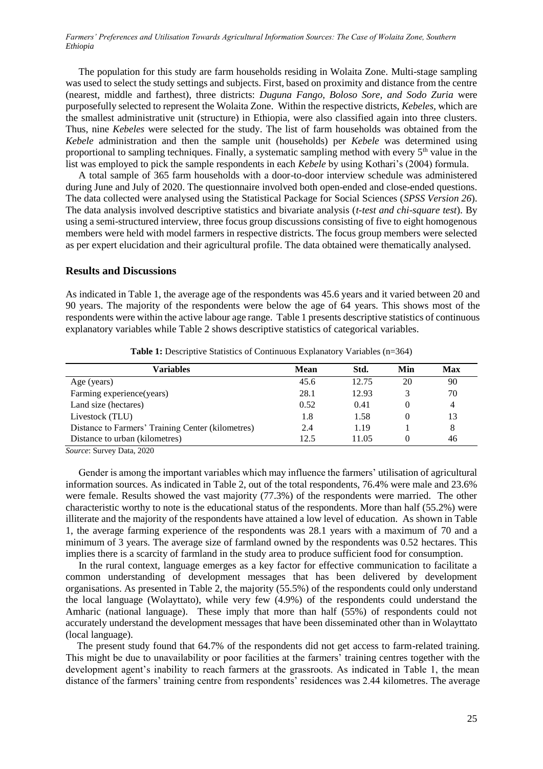The population for this study are farm households residing in Wolaita Zone. Multi-stage sampling was used to select the study settings and subjects. First, based on proximity and distance from the centre (nearest, middle and farthest), three districts: *Duguna Fango, Boloso Sore, and Sodo Zuria* were purposefully selected to represent the Wolaita Zone. Within the respective districts, *Kebeles*, which are the smallest administrative unit (structure) in Ethiopia, were also classified again into three clusters. Thus, nine *Kebeles* were selected for the study. The list of farm households was obtained from the *Kebele* administration and then the sample unit (households) per *Kebele* was determined using proportional to sampling techniques. Finally, a systematic sampling method with every 5th value in the list was employed to pick the sample respondents in each *Kebele* by using Kothari's (2004) formula.

A total sample of 365 farm households with a door-to-door interview schedule was administered during June and July of 2020. The questionnaire involved both open-ended and close-ended questions. The data collected were analysed using the Statistical Package for Social Sciences (*SPSS Version 26*). The data analysis involved descriptive statistics and bivariate analysis (*t-test and chi-square test*). By using a semi-structured interview, three focus group discussions consisting of five to eight homogenous members were held with model farmers in respective districts. The focus group members were selected as per expert elucidation and their agricultural profile. The data obtained were thematically analysed.

## Results and Discussions

As indicated in Table 1, the average age of the respondents was 45.6 years and it varied between 20 and 90 years. The majority of the respondents were below the age of 64 years. This shows most of the respondents were within the active labour age range. Table 1 presents descriptive statistics of continuous explanatory variables while Table 2 shows descriptive statistics of categorical variables.

**Table 1:** Descriptive Statistics of Continuous Explanatory Variables (n=364)

| Variables | Mean | Std. | Min | Max |
|---|---|---|---|---|
| Age (years) | 45.6 | 12.75 | 20 | 90 |
| Farming experience(years) | 28.1 | 12.93 | 3 | 70 |
| Land size (hectares) | 0.52 | 0.41 | 0 | 4 |
| Livestock (TLU) | 1.8 | 1.58 | 0 | 13 |
| Distance to Farmers' Training Center (kilometres) | 2.4 | 1.19 | 1 | 8 |
| Distance to urban (kilometres) | 12.5 | 11.05 | 0 | 46 |

*Source*: Survey Data, 2020

Gender is among the important variables which may influence the farmers' utilisation of agricultural information sources. As indicated in Table 2, out of the total respondents, 76.4% were male and 23.6% were female. Results showed the vast majority (77.3%) of the respondents were married. The other characteristic worthy to note is the educational status of the respondents. More than half (55.2%) were illiterate and the majority of the respondents have attained a low level of education. As shown in Table 1, the average farming experience of the respondents was 28.1 years with a maximum of 70 and a minimum of 3 years. The average size of farmland owned by the respondents was 0.52 hectares. This implies there is a scarcity of farmland in the study area to produce sufficient food for consumption.

In the rural context, language emerges as a key factor for effective communication to facilitate a common understanding of development messages that has been delivered by development organisations. As presented in Table 2, the majority (55.5%) of the respondents could only understand the local language (Wolayttato), while very few (4.9%) of the respondents could understand the Amharic (national language). These imply that more than half (55%) of respondents could not accurately understand the development messages that have been disseminated other than in Wolayttato (local language).

The present study found that 64.7% of the respondents did not get access to farm-related training. This might be due to unavailability or poor facilities at the farmers' training centres together with the development agent's inability to reach farmers at the grassroots. As indicated in Table 1, the mean distance of the farmers' training centre from respondents' residences was 2.44 kilometres. The average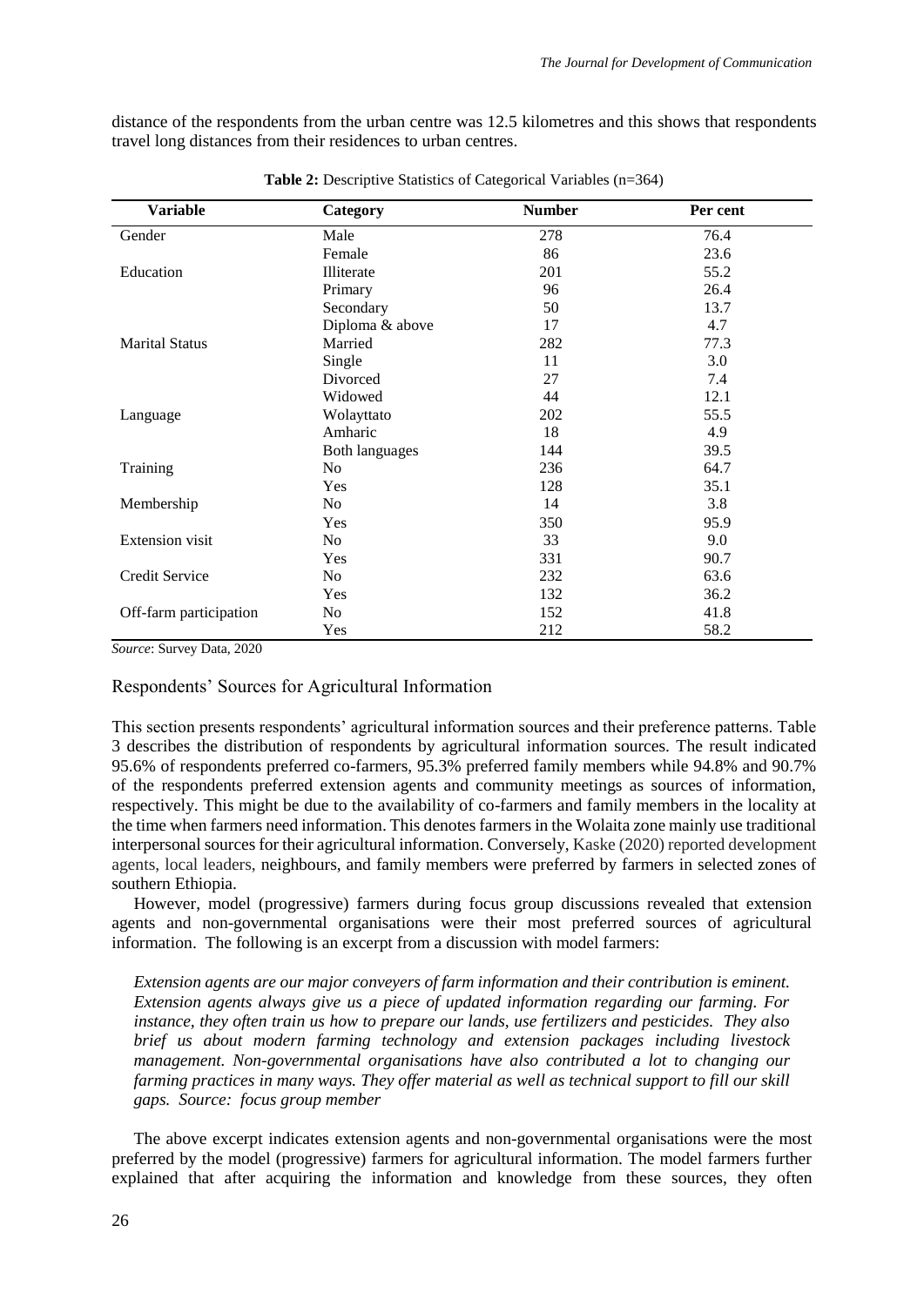distance of the respondents from the urban centre was 12.5 kilometres and this shows that respondents travel long distances from their residences to urban centres.

**Table 2:** Descriptive Statistics of Categorical Variables (n=364)

| Variable | Category | Number | Per cent |
|---|---|---|---|
| Gender | Male | 278 | 76.4 |
| | Female | 86 | 23.6 |
| Education | Illiterate | 201 | 55.2 |
| | Primary | 96 | 26.4 |
| | Secondary | 50 | 13.7 |
| | Diploma & above | 17 | 4.7 |
| Marital Status | Married | 282 | 77.3 |
| | Single | 11 | 3.0 |
| | Divorced | 27 | 7.4 |
| | Widowed | 44 | 12.1 |
| Language | Wolayttato | 202 | 55.5 |
| | Amharic | 18 | 4.9 |
| | Both languages | 144 | 39.5 |
| Training | No | 236 | 64.7 |
| | Yes | 128 | 35.1 |
| Membership | No | 14 | 3.8 |
| | Yes | 350 | 95.9 |
| Extension visit | No | 33 | 9.0 |
| | Yes | 331 | 90.7 |
| Credit Service | No | 232 | 63.6 |
| | Yes | 132 | 36.2 |
| Off-farm participation | No | 152 | 41.8 |
| | Yes | 212 | 58.2 |

*Source*: Survey Data, 2020

## Respondents' Sources for Agricultural Information

This section presents respondents' agricultural information sources and their preference patterns. Table 3 describes the distribution of respondents by agricultural information sources. The result indicated 95.6% of respondents preferred co-farmers, 95.3% preferred family members while 94.8% and 90.7% of the respondents preferred extension agents and community meetings as sources of information, respectively. This might be due to the availability of co-farmers and family members in the locality at the time when farmers need information. This denotes farmers in the Wolaita zone mainly use traditional interpersonal sources for their agricultural information. Conversely, Kaske (2020) reported development agents, local leaders, neighbours, and family members were preferred by farmers in selected zones of southern Ethiopia.

However, model (progressive) farmers during focus group discussions revealed that extension agents and non-governmental organisations were their most preferred sources of agricultural information. The following is an excerpt from a discussion with model farmers:

*Extension agents are our major conveyers of farm information and their contribution is eminent. Extension agents always give us a piece of updated information regarding our farming. For instance, they often train us how to prepare our lands, use fertilizers and pesticides. They also brief us about modern farming technology and extension packages including livestock management. Non-governmental organisations have also contributed a lot to changing our farming practices in many ways. They offer material as well as technical support to fill our skill gaps. Source: focus group member*

The above excerpt indicates extension agents and non-governmental organisations were the most preferred by the model (progressive) farmers for agricultural information. The model farmers further explained that after acquiring the information and knowledge from these sources, they often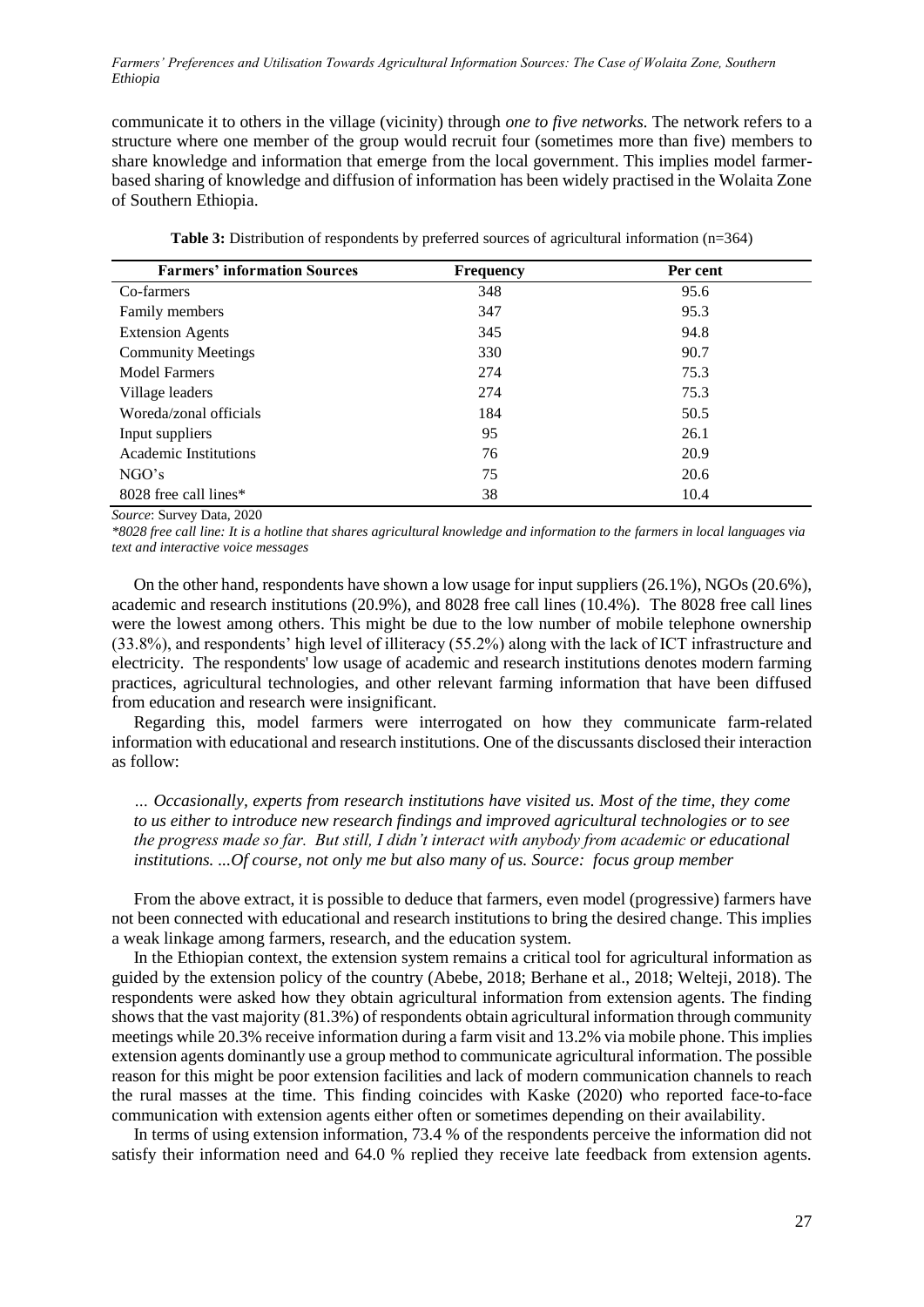communicate it to others in the village (vicinity) through *one to five networks.* The network refers to a structure where one member of the group would recruit four (sometimes more than five) members to share knowledge and information that emerge from the local government. This implies model farmer-based sharing of knowledge and diffusion of information has been widely practised in the Wolaita Zone of Southern Ethiopia.

**Table 3:** Distribution of respondents by preferred sources of agricultural information (n=364)

| Farmers' information Sources | Frequency | Per cent |
|---|---|---|
| Co-farmers | 348 | 95.6 |
| Family members | 347 | 95.3 |
| Extension Agents | 345 | 94.8 |
| Community Meetings | 330 | 90.7 |
| Model Farmers | 274 | 75.3 |
| Village leaders | 274 | 75.3 |
| Woreda/zonal officials | 184 | 50.5 |
| Input suppliers | 95 | 26.1 |
| Academic Institutions | 76 | 20.9 |
| NGO's | 75 | 20.6 |
| 8028 free call lines* | 38 | 10.4 |

*Source*: Survey Data, 2020

*\*8028 free call line: It is a hotline that shares agricultural knowledge and information to the farmers in local languages via text and interactive voice messages*

On the other hand, respondents have shown a low usage for input suppliers (26.1%), NGOs (20.6%), academic and research institutions (20.9%), and 8028 free call lines (10.4%). The 8028 free call lines were the lowest among others. This might be due to the low number of mobile telephone ownership (33.8%), and respondents' high level of illiteracy (55.2%) along with the lack of ICT infrastructure and electricity. The respondents' low usage of academic and research institutions denotes modern farming practices, agricultural technologies, and other relevant farming information that have been diffused from education and research were insignificant.

Regarding this, model farmers were interrogated on how they communicate farm-related information with educational and research institutions. One of the discussants disclosed their interaction as follow:

> *… Occasionally, experts from research institutions have visited us. Most of the time, they come to us either to introduce new research findings and improved agricultural technologies or to see the progress made so far. But still, I didn't interact with anybody from academic or educational institutions. ...Of course, not only me but also many of us. Source: focus group member*

From the above extract, it is possible to deduce that farmers, even model (progressive) farmers have not been connected with educational and research institutions to bring the desired change. This implies a weak linkage among farmers, research, and the education system.

In the Ethiopian context, the extension system remains a critical tool for agricultural information as guided by the extension policy of the country (Abebe, 2018; Berhane et al., 2018; Welteji, 2018). The respondents were asked how they obtain agricultural information from extension agents. The finding shows that the vast majority (81.3%) of respondents obtain agricultural information through community meetings while 20.3% receive information during a farm visit and 13.2% via mobile phone. This implies extension agents dominantly use a group method to communicate agricultural information. The possible reason for this might be poor extension facilities and lack of modern communication channels to reach the rural masses at the time. This finding coincides with Kaske (2020) who reported face-to-face communication with extension agents either often or sometimes depending on their availability.

In terms of using extension information, 73.4 % of the respondents perceive the information did not satisfy their information need and 64.0 % replied they receive late feedback from extension agents.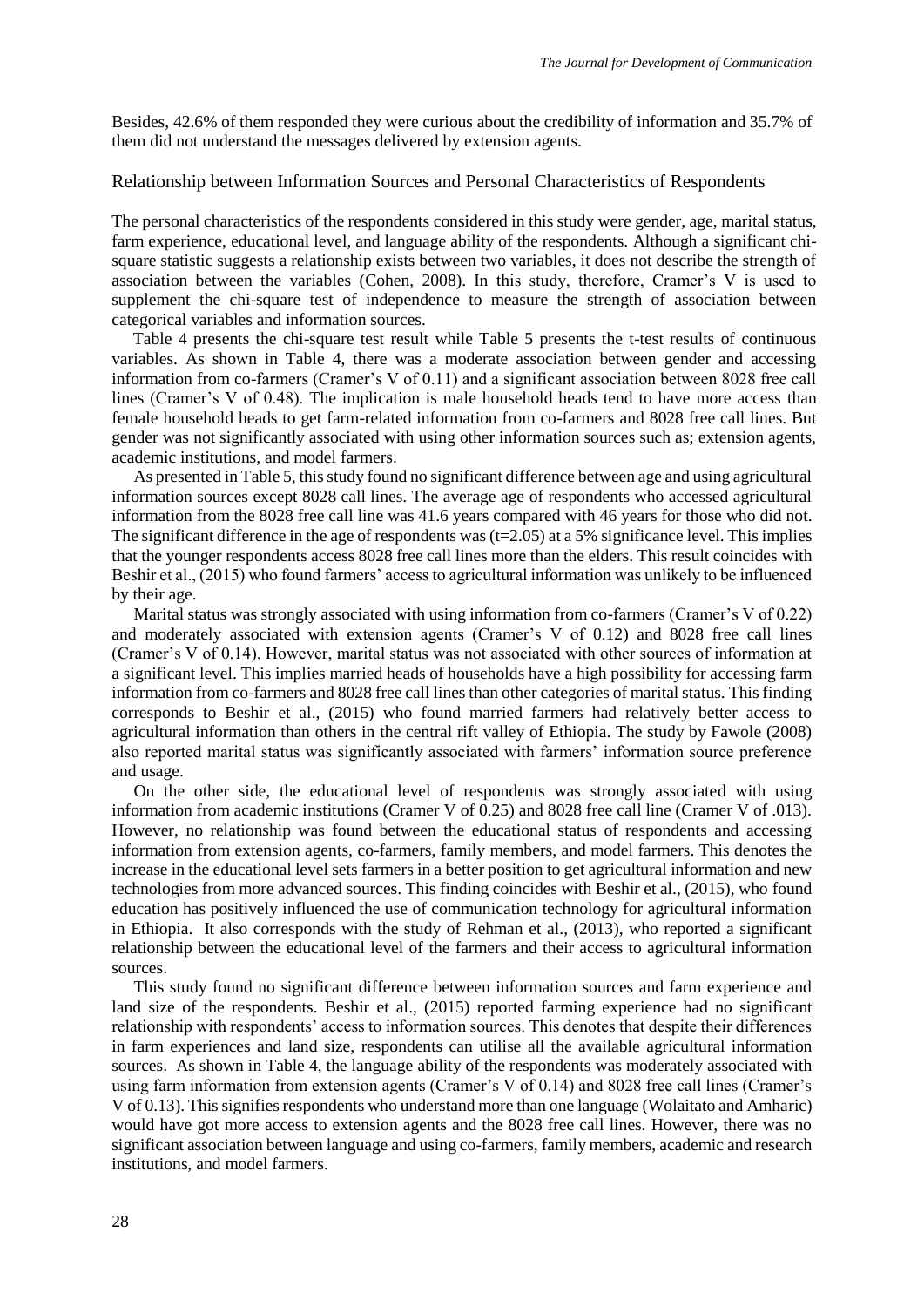Besides, 42.6% of them responded they were curious about the credibility of information and 35.7% of them did not understand the messages delivered by extension agents.

## Relationship between Information Sources and Personal Characteristics of Respondents

The personal characteristics of the respondents considered in this study were gender, age, marital status, farm experience, educational level, and language ability of the respondents. Although a significant chi-square statistic suggests a relationship exists between two variables, it does not describe the strength of association between the variables (Cohen, 2008). In this study, therefore, Cramer's V is used to supplement the chi-square test of independence to measure the strength of association between categorical variables and information sources.

Table 4 presents the chi-square test result while Table 5 presents the t-test results of continuous variables. As shown in Table 4, there was a moderate association between gender and accessing information from co-farmers (Cramer's V of 0.11) and a significant association between 8028 free call lines (Cramer's V of 0.48). The implication is male household heads tend to have more access than female household heads to get farm-related information from co-farmers and 8028 free call lines. But gender was not significantly associated with using other information sources such as; extension agents, academic institutions, and model farmers.

As presented in Table 5, this study found no significant difference between age and using agricultural information sources except 8028 call lines. The average age of respondents who accessed agricultural information from the 8028 free call line was 41.6 years compared with 46 years for those who did not. The significant difference in the age of respondents was ($t$=2.05) at a 5% significance level. This implies that the younger respondents access 8028 free call lines more than the elders. This result coincides with Beshir et al., (2015) who found farmers' access to agricultural information was unlikely to be influenced by their age.

Marital status was strongly associated with using information from co-farmers (Cramer's V of 0.22) and moderately associated with extension agents (Cramer's V of 0.12) and 8028 free call lines (Cramer's V of 0.14). However, marital status was not associated with other sources of information at a significant level. This implies married heads of households have a high possibility for accessing farm information from co-farmers and 8028 free call lines than other categories of marital status. This finding corresponds to Beshir et al., (2015) who found married farmers had relatively better access to agricultural information than others in the central rift valley of Ethiopia. The study by Fawole (2008) also reported marital status was significantly associated with farmers' information source preference and usage.

On the other side, the educational level of respondents was strongly associated with using information from academic institutions (Cramer V of 0.25) and 8028 free call line (Cramer V of .013). However, no relationship was found between the educational status of respondents and accessing information from extension agents, co-farmers, family members, and model farmers. This denotes the increase in the educational level sets farmers in a better position to get agricultural information and new technologies from more advanced sources. This finding coincides with Beshir et al., (2015), who found education has positively influenced the use of communication technology for agricultural information in Ethiopia. It also corresponds with the study of Rehman et al., (2013), who reported a significant relationship between the educational level of the farmers and their access to agricultural information sources.

This study found no significant difference between information sources and farm experience and land size of the respondents. Beshir et al., (2015) reported farming experience had no significant relationship with respondents' access to information sources. This denotes that despite their differences in farm experiences and land size, respondents can utilise all the available agricultural information sources. As shown in Table 4, the language ability of the respondents was moderately associated with using farm information from extension agents (Cramer's V of 0.14) and 8028 free call lines (Cramer's V of 0.13). This signifies respondents who understand more than one language (Wolaitato and Amharic) would have got more access to extension agents and the 8028 free call lines. However, there was no significant association between language and using co-farmers, family members, academic and research institutions, and model farmers.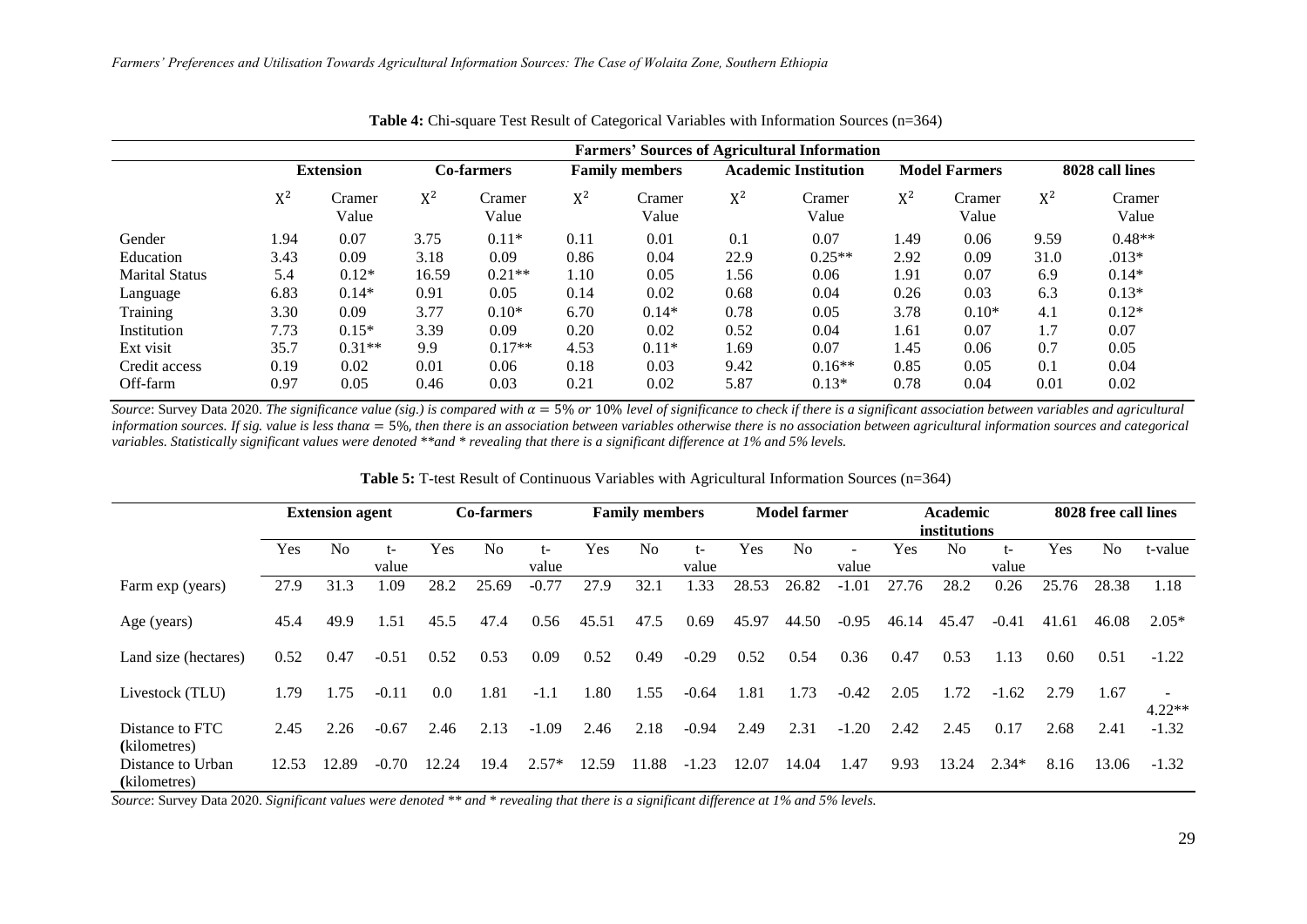**Table 4:** Chi-square Test Result of Categorical Variables with Information Sources (n=364)

| | Farmers' Sources of Agricultural Information | | | | | | | | | | | |
|---|---|---|---|---|---|---|---|---|---|---|---|---|
| | Extension | | Co-farmers | | Family members | | Academic Institution | | Model Farmers | | 8028 call lines | |
| | $X^2$ | Cramer Value | $X^2$ | Cramer Value | $X^2$ | Cramer Value | $X^2$ | Cramer Value | $X^2$ | Cramer Value | $X^2$ | Cramer Value |
| Gender | 1.94 | 0.07 | 3.75 | 0.11* | 0.11 | 0.01 | 0.1 | 0.07 | 1.49 | 0.06 | 9.59 | 0.48** |
| Education | 3.43 | 0.09 | 3.18 | 0.09 | 0.86 | 0.04 | 22.9 | 0.25** | 2.92 | 0.09 | 31.0 | .013* |
| Marital Status | 5.4 | 0.12* | 16.59 | 0.21** | 1.10 | 0.05 | 1.56 | 0.06 | 1.91 | 0.07 | 6.9 | 0.14* |
| Language | 6.83 | 0.14* | 0.91 | 0.05 | 0.14 | 0.02 | 0.68 | 0.04 | 0.26 | 0.03 | 6.3 | 0.13* |
| Training | 3.30 | 0.09 | 3.77 | 0.10* | 6.70 | 0.14* | 0.78 | 0.05 | 3.78 | 0.10* | 4.1 | 0.12* |
| Institution | 7.73 | 0.15* | 3.39 | 0.09 | 0.20 | 0.02 | 0.52 | 0.04 | 1.61 | 0.07 | 1.7 | 0.07 |
| Ext visit | 35.7 | 0.31** | 9.9 | 0.17** | 4.53 | 0.11* | 1.69 | 0.07 | 1.45 | 0.06 | 0.7 | 0.05 |
| Credit access | 0.19 | 0.02 | 0.01 | 0.06 | 0.18 | 0.03 | 9.42 | 0.16** | 0.85 | 0.05 | 0.1 | 0.04 |
| Off-farm | 0.97 | 0.05 | 0.46 | 0.03 | 0.21 | 0.02 | 5.87 | 0.13* | 0.78 | 0.04 | 0.01 | 0.02 |

*Source*: Survey Data 2020. *The significance value (sig.) is compared with $\alpha = 5\%$ or $10\%$ level of significance to check if there is a significant association between variables and agricultural information sources. If sig. value is less than $\alpha = 5\%$, then there is an association between variables otherwise there is no association between agricultural information sources and categorical variables. Statistically significant values were denoted **and * revealing that there is a significant difference at 1% and 5% levels.*

**Table 5:** T-test Result of Continuous Variables with Agricultural Information Sources (n=364)

| | Extension agent | | | Co-farmers | | | Family members | | | Model farmer | | | Academic institutions | | | 8028 free call lines | | |
|---|---|---|---|---|---|---|---|---|---|---|---|---|---|---|---|---|---|---|
| | Yes | No | t-value | Yes | No | t-value | Yes | No | t-value | Yes | No | -value | Yes | No | t-value | Yes | No | t-value |
| Farm exp (years) | 27.9 | 31.3 | 1.09 | 28.2 | 25.69 | -0.77 | 27.9 | 32.1 | 1.33 | 28.53 | 26.82 | -1.01 | 27.76 | 28.2 | 0.26 | 25.76 | 28.38 | 1.18 |
| Age (years) | 45.4 | 49.9 | 1.51 | 45.5 | 47.4 | 0.56 | 45.51 | 47.5 | 0.69 | 45.97 | 44.50 | -0.95 | 46.14 | 45.47 | -0.41 | 41.61 | 46.08 | 2.05* |
| Land size (hectares) | 0.52 | 0.47 | -0.51 | 0.52 | 0.53 | 0.09 | 0.52 | 0.49 | -0.29 | 0.52 | 0.54 | 0.36 | 0.47 | 0.53 | 1.13 | 0.60 | 0.51 | -1.22 |
| Livestock (TLU) | 1.79 | 1.75 | -0.11 | 0.0 | 1.81 | -1.1 | 1.80 | 1.55 | -0.64 | 1.81 | 1.73 | -0.42 | 2.05 | 1.72 | -1.62 | 2.79 | 1.67 | -4.22** |
| Distance to FTC (kilometres) | 2.45 | 2.26 | -0.67 | 2.46 | 2.13 | -1.09 | 2.46 | 2.18 | -0.94 | 2.49 | 2.31 | -1.20 | 2.42 | 2.45 | 0.17 | 2.68 | 2.41 | -1.32 |
| Distance to Urban (kilometres) | 12.53 | 12.89 | -0.70 | 12.24 | 19.4 | 2.57* | 12.59 | 11.88 | -1.23 | 12.07 | 14.04 | 1.47 | 9.93 | 13.24 | 2.34* | 8.16 | 13.06 | -1.32 |

*Source*: Survey Data 2020. *Significant values were denoted ** and * revealing that there is a significant difference at 1% and 5% levels.*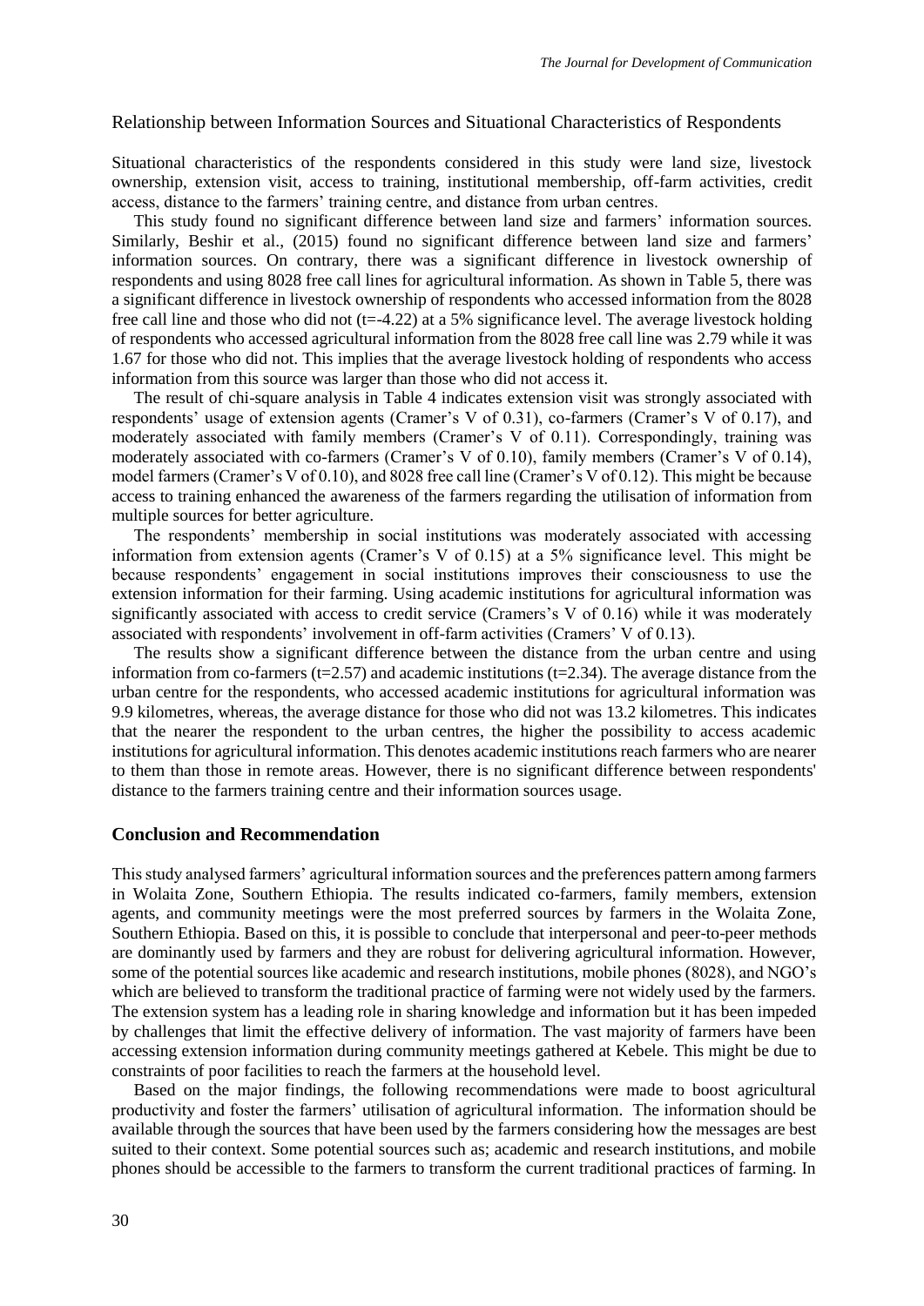Relationship between Information Sources and Situational Characteristics of Respondents

Situational characteristics of the respondents considered in this study were land size, livestock ownership, extension visit, access to training, institutional membership, off-farm activities, credit access, distance to the farmers' training centre, and distance from urban centres.

This study found no significant difference between land size and farmers' information sources. Similarly, Beshir et al., (2015) found no significant difference between land size and farmers' information sources. On contrary, there was a significant difference in livestock ownership of respondents and using 8028 free call lines for agricultural information. As shown in Table 5, there was a significant difference in livestock ownership of respondents who accessed information from the 8028 free call line and those who did not (t=-4.22) at a 5% significance level. The average livestock holding of respondents who accessed agricultural information from the 8028 free call line was 2.79 while it was 1.67 for those who did not. This implies that the average livestock holding of respondents who access information from this source was larger than those who did not access it.

The result of chi-square analysis in Table 4 indicates extension visit was strongly associated with respondents' usage of extension agents (Cramer's V of 0.31), co-farmers (Cramer's V of 0.17), and moderately associated with family members (Cramer's V of 0.11). Correspondingly, training was moderately associated with co-farmers (Cramer's V of 0.10), family members (Cramer's V of 0.14), model farmers (Cramer's V of 0.10), and 8028 free call line (Cramer's V of 0.12). This might be because access to training enhanced the awareness of the farmers regarding the utilisation of information from multiple sources for better agriculture.

The respondents' membership in social institutions was moderately associated with accessing information from extension agents (Cramer's V of 0.15) at a 5% significance level. This might be because respondents' engagement in social institutions improves their consciousness to use the extension information for their farming. Using academic institutions for agricultural information was significantly associated with access to credit service (Cramers's V of 0.16) while it was moderately associated with respondents' involvement in off-farm activities (Cramers' V of 0.13).

The results show a significant difference between the distance from the urban centre and using information from co-farmers (t=2.57) and academic institutions (t=2.34). The average distance from the urban centre for the respondents, who accessed academic institutions for agricultural information was 9.9 kilometres, whereas, the average distance for those who did not was 13.2 kilometres. This indicates that the nearer the respondent to the urban centres, the higher the possibility to access academic institutions for agricultural information. This denotes academic institutions reach farmers who are nearer to them than those in remote areas. However, there is no significant difference between respondents' distance to the farmers training centre and their information sources usage.

## Conclusion and Recommendation

This study analysed farmers' agricultural information sources and the preferences pattern among farmers in Wolaita Zone, Southern Ethiopia. The results indicated co-farmers, family members, extension agents, and community meetings were the most preferred sources by farmers in the Wolaita Zone, Southern Ethiopia. Based on this, it is possible to conclude that interpersonal and peer-to-peer methods are dominantly used by farmers and they are robust for delivering agricultural information. However, some of the potential sources like academic and research institutions, mobile phones (8028), and NGO's which are believed to transform the traditional practice of farming were not widely used by the farmers. The extension system has a leading role in sharing knowledge and information but it has been impeded by challenges that limit the effective delivery of information. The vast majority of farmers have been accessing extension information during community meetings gathered at Kebele. This might be due to constraints of poor facilities to reach the farmers at the household level.

Based on the major findings, the following recommendations were made to boost agricultural productivity and foster the farmers' utilisation of agricultural information. The information should be available through the sources that have been used by the farmers considering how the messages are best suited to their context. Some potential sources such as; academic and research institutions, and mobile phones should be accessible to the farmers to transform the current traditional practices of farming. In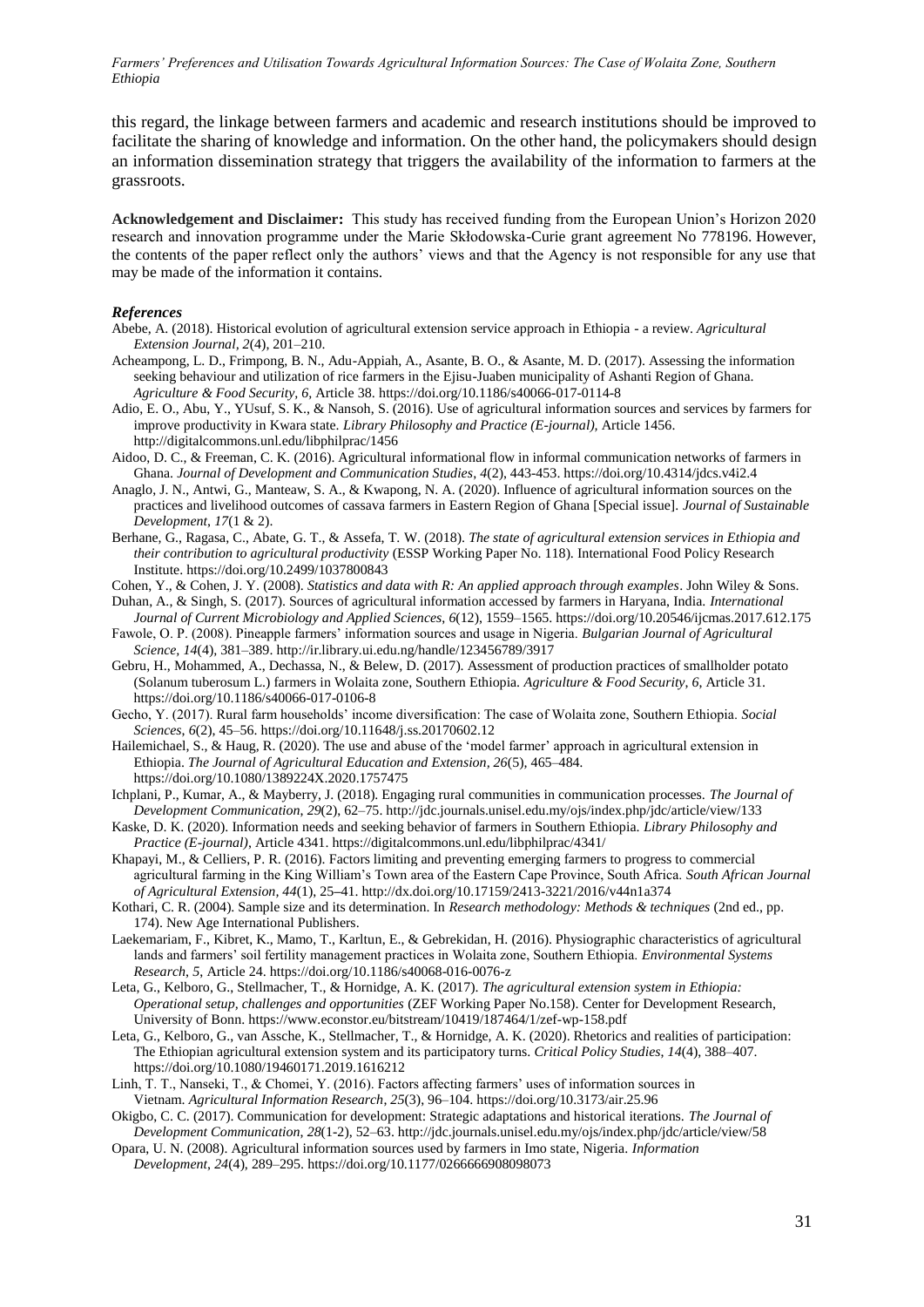this regard, the linkage between farmers and academic and research institutions should be improved to facilitate the sharing of knowledge and information. On the other hand, the policymakers should design an information dissemination strategy that triggers the availability of the information to farmers at the grassroots.

**Acknowledgement and Disclaimer:** This study has received funding from the European Union's Horizon 2020 research and innovation programme under the Marie Skłodowska-Curie grant agreement No 778196. However, the contents of the paper reflect only the authors' views and that the Agency is not responsible for any use that may be made of the information it contains.

### *References*

Abebe, A. (2018). Historical evolution of agricultural extension service approach in Ethiopia - a review. *Agricultural Extension Journal, 2*(4), 201–210.

Acheampong, L. D., Frimpong, B. N., Adu-Appiah, A., Asante, B. O., & Asante, M. D. (2017). Assessing the information seeking behaviour and utilization of rice farmers in the Ejisu-Juaben municipality of Ashanti Region of Ghana. *Agriculture & Food Security, 6*, Article 38. https://doi.org/10.1186/s40066-017-0114-8

Adio, E. O., Abu, Y., YUsuf, S. K., & Nansoh, S. (2016). Use of agricultural information sources and services by farmers for improve productivity in Kwara state. *Library Philosophy and Practice (E-journal)*, Article 1456. http://digitalcommons.unl.edu/libphilprac/1456

Aidoo, D. C., & Freeman, C. K. (2016). Agricultural informational flow in informal communication networks of farmers in Ghana. *Journal of Development and Communication Studies, 4*(2), 443-453. https://doi.org/10.4314/jdcs.v4i2.4

Anaglo, J. N., Antwi, G., Manteaw, S. A., & Kwapong, N. A. (2020). Influence of agricultural information sources on the practices and livelihood outcomes of cassava farmers in Eastern Region of Ghana [Special issue]. *Journal of Sustainable Development, 17*(1 & 2).

Berhane, G., Ragasa, C., Abate, G. T., & Assefa, T. W. (2018). *The state of agricultural extension services in Ethiopia and their contribution to agricultural productivity* (ESSP Working Paper No. 118). International Food Policy Research Institute. https://doi.org/10.2499/1037800843

Cohen, Y., & Cohen, J. Y. (2008). *Statistics and data with R: An applied approach through examples*. John Wiley & Sons.

Duhan, A., & Singh, S. (2017). Sources of agricultural information accessed by farmers in Haryana, India. *International Journal of Current Microbiology and Applied Sciences, 6*(12), 1559–1565. https://doi.org/10.20546/ijcmas.2017.612.175

Fawole, O. P. (2008). Pineapple farmers' information sources and usage in Nigeria. *Bulgarian Journal of Agricultural Science, 14*(4), 381–389. http://ir.library.ui.edu.ng/handle/123456789/3917

Gebru, H., Mohammed, A., Dechassa, N., & Belew, D. (2017). Assessment of production practices of smallholder potato (Solanum tuberosum L.) farmers in Wolaita zone, Southern Ethiopia. *Agriculture & Food Security, 6*, Article 31. https://doi.org/10.1186/s40066-017-0106-8

Gecho, Y. (2017). Rural farm households' income diversification: The case of Wolaita zone, Southern Ethiopia. *Social Sciences, 6*(2), 45–56. https://doi.org/10.11648/j.ss.20170602.12

Hailemichael, S., & Haug, R. (2020). The use and abuse of the 'model farmer' approach in agricultural extension in Ethiopia. *The Journal of Agricultural Education and Extension, 26*(5), 465–484. https://doi.org/10.1080/1389224X.2020.1757475

Ichplani, P., Kumar, A., & Mayberry, J. (2018). Engaging rural communities in communication processes. *The Journal of Development Communication, 29*(2), 62–75. http://jdc.journals.unisel.edu.my/ojs/index.php/jdc/article/view/133

Kaske, D. K. (2020). Information needs and seeking behavior of farmers in Southern Ethiopia. *Library Philosophy and Practice (E-journal)*, Article 4341. https://digitalcommons.unl.edu/libphilprac/4341/

Khapayi, M., & Celliers, P. R. (2016). Factors limiting and preventing emerging farmers to progress to commercial agricultural farming in the King William's Town area of the Eastern Cape Province, South Africa. *South African Journal of Agricultural Extension, 44*(1), 25–41. http://dx.doi.org/10.17159/2413-3221/2016/v44n1a374

Kothari, C. R. (2004). Sample size and its determination. In *Research methodology: Methods & techniques* (2nd ed., pp. 174). New Age International Publishers.

Laekemariam, F., Kibret, K., Mamo, T., Karltun, E., & Gebrekidan, H. (2016). Physiographic characteristics of agricultural lands and farmers' soil fertility management practices in Wolaita zone, Southern Ethiopia. *Environmental Systems Research, 5*, Article 24. https://doi.org/10.1186/s40068-016-0076-z

Leta, G., Kelboro, G., Stellmacher, T., & Hornidge, A. K. (2017). *The agricultural extension system in Ethiopia: Operational setup, challenges and opportunities* (ZEF Working Paper No.158). Center for Development Research, University of Bonn. https://www.econstor.eu/bitstream/10419/187464/1/zef-wp-158.pdf

Leta, G., Kelboro, G., van Assche, K., Stellmacher, T., & Hornidge, A. K. (2020). Rhetorics and realities of participation: The Ethiopian agricultural extension system and its participatory turns. *Critical Policy Studies, 14*(4), 388–407. https://doi.org/10.1080/19460171.2019.1616212

Linh, T. T., Nanseki, T., & Chomei, Y. (2016). Factors affecting farmers' uses of information sources in Vietnam. *Agricultural Information Research, 25*(3), 96–104. https://doi.org/10.3173/air.25.96

Okigbo, C. C. (2017). Communication for development: Strategic adaptations and historical iterations. *The Journal of Development Communication, 28*(1-2), 52–63. http://jdc.journals.unisel.edu.my/ojs/index.php/jdc/article/view/58

Opara, U. N. (2008). Agricultural information sources used by farmers in Imo state, Nigeria. *Information Development, 24*(4), 289–295. https://doi.org/10.1177/0266666908098073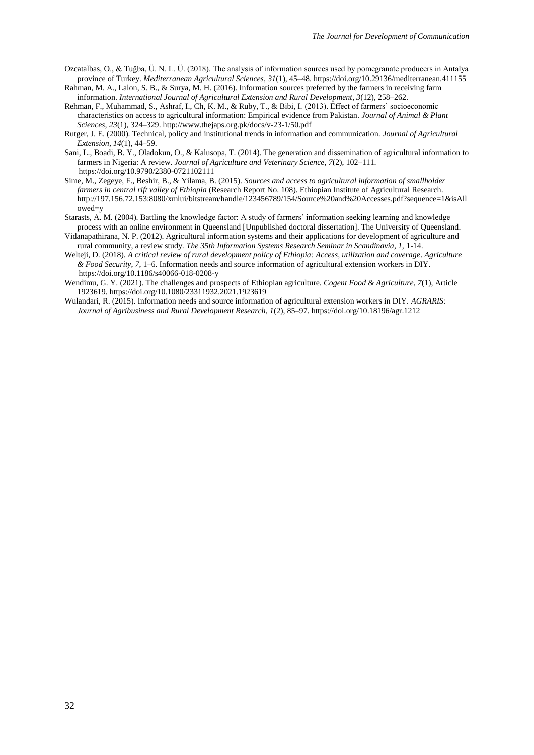Ozcatalbas, O., & Tuğba, Ü. N. L. Ü. (2018). The analysis of information sources used by pomegranate producers in Antalya province of Turkey. *Mediterranean Agricultural Sciences*, *31*(1), 45–48. https://doi.org/10.29136/mediterranean.411155

Rahman, M. A., Lalon, S. B., & Surya, M. H. (2016). Information sources preferred by the farmers in receiving farm information. *International Journal of Agricultural Extension and Rural Development*, *3*(12), 258–262.

Rehman, F., Muhammad, S., Ashraf, I., Ch, K. M., & Ruby, T., & Bibi, I. (2013). Effect of farmers' socioeconomic characteristics on access to agricultural information: Empirical evidence from Pakistan. *Journal of Animal & Plant Sciences*, *23*(1), 324–329. http://www.thejaps.org.pk/docs/v-23-1/50.pdf

Rutger, J. E. (2000). Technical, policy and institutional trends in information and communication. *Journal of Agricultural Extension*, *14*(1), 44–59.

Sani, L., Boadi, B. Y., Oladokun, O., & Kalusopa, T. (2014). The generation and dissemination of agricultural information to farmers in Nigeria: A review. *Journal of Agriculture and Veterinary Science*, *7*(2), 102–111. https://doi.org/10.9790/2380-0721102111

Sime, M., Zegeye, F., Beshir, B., & Yilama, B. (2015). *Sources and access to agricultural information of smallholder farmers in central rift valley of Ethiopia* (Research Report No. 108). Ethiopian Institute of Agricultural Research. http://197.156.72.153:8080/xmlui/bitstream/handle/123456789/154/Source%20and%20Accesses.pdf?sequence=1&isAllowed=y

Starasts, A. M. (2004). Battling the knowledge factor: A study of farmers' information seeking learning and knowledge process with an online environment in Queensland [Unpublished doctoral dissertation]. The University of Queensland.

Vidanapathirana, N. P. (2012). Agricultural information systems and their applications for development of agriculture and rural community, a review study. *The 35th Information Systems Research Seminar in Scandinavia*, *1*, 1-14.

Welteji, D. (2018). *A critical review of rural development policy of Ethiopia: Access, utilization and coverage*. *Agriculture & Food Security*, *7*, 1–6. Information needs and source information of agricultural extension workers in DIY. https://doi.org/10.1186/s40066-018-0208-y

Wendimu, G. Y. (2021). The challenges and prospects of Ethiopian agriculture. *Cogent Food & Agriculture*, *7*(1), Article 1923619. https://doi.org/10.1080/23311932.2021.1923619

Wulandari, R. (2015). Information needs and source information of agricultural extension workers in DIY. *AGRARIS: Journal of Agribusiness and Rural Development Research*, *1*(2), 85–97. https://doi.org/10.18196/agr.1212